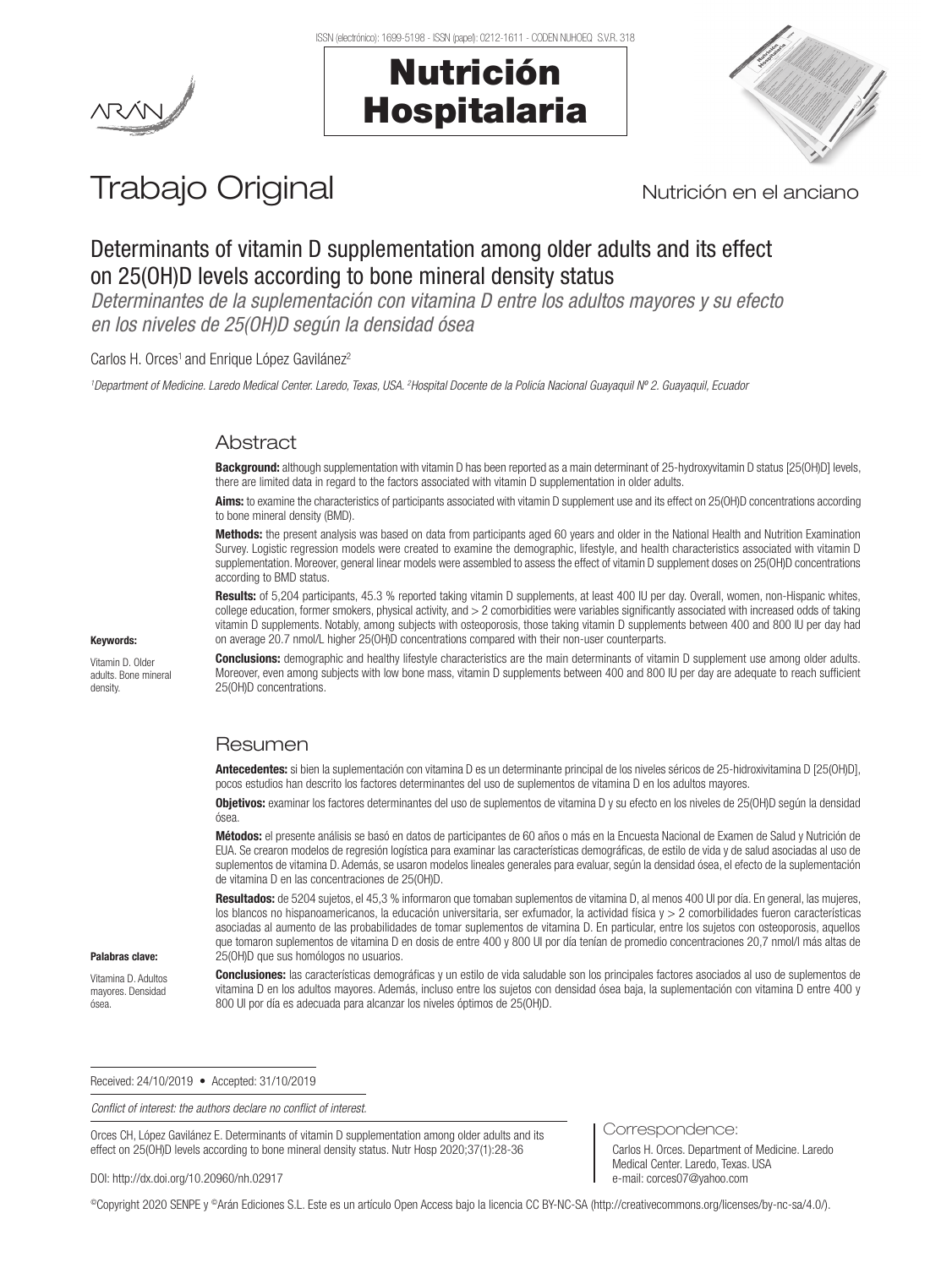Trabajo Original

Nutrición en el anciano

# Determinants of vitamin D supplementation among older adults and its effect on 25(OH)D levels according to bone mineral density status

*Determinantes de la suplementación con vitamina D entre los adultos mayores y su efecto en los niveles de 25(OH)D según la densidad ósea*

Carlos H. Orces[1] and Enrique López Gavilánez[2]

[1]*Department of Medicine. Laredo Medical Center. Laredo, Texas, USA.* [2]*Hospital Docente de la Policía Nacional Guayaquil Nº 2. Guayaquil, Ecuador*

## Abstract

**Background:** although supplementation with vitamin D has been reported as a main determinant of 25-hydroxyvitamin D status [25(OH)D] levels, there are limited data in regard to the factors associated with vitamin D supplementation in older adults.

**Aims:** to examine the characteristics of participants associated with vitamin D supplement use and its effect on 25(OH)D concentrations according to bone mineral density (BMD).

**Methods:** the present analysis was based on data from participants aged 60 years and older in the National Health and Nutrition Examination Survey. Logistic regression models were created to examine the demographic, lifestyle, and health characteristics associated with vitamin D supplementation. Moreover, general linear models were assembled to assess the effect of vitamin D supplement doses on 25(OH)D concentrations according to BMD status.

**Results:** of 5,204 participants, 45.3 % reported taking vitamin D supplements, at least 400 IU per day. Overall, women, non-Hispanic whites, college education, former smokers, physical activity, and > 2 comorbidities were variables significantly associated with increased odds of taking vitamin D supplements. Notably, among subjects with osteoporosis, those taking vitamin D supplements between 400 and 800 IU per day had on average 20.7 nmol/L higher 25(OH)D concentrations compared with their non-user counterparts.

**Conclusions:** demographic and healthy lifestyle characteristics are the main determinants of vitamin D supplement use among older adults. Moreover, even among subjects with low bone mass, vitamin D supplements between 400 and 800 IU per day are adequate to reach sufficient 25(OH)D concentrations.

**Keywords:**

Vitamin D. Older adults. Bone mineral density.

## Resumen

**Antecedentes:** si bien la suplementación con vitamina D es un determinante principal de los niveles séricos de 25-hidroxivitamina D [25(OH)D], pocos estudios han descrito los factores determinantes del uso de suplementos de vitamina D en los adultos mayores.

**Objetivos:** examinar los factores determinantes del uso de suplementos de vitamina D y su efecto en los niveles de 25(OH)D según la densidad ósea.

**Métodos:** el presente análisis se basó en datos de participantes de 60 años o más en la Encuesta Nacional de Examen de Salud y Nutrición de EUA. Se crearon modelos de regresión logística para examinar las características demográficas, de estilo de vida y de salud asociadas al uso de suplementos de vitamina D. Además, se usaron modelos lineales generales para evaluar, según la densidad ósea, el efecto de la suplementación de vitamina D en las concentraciones de 25(OH)D.

**Resultados:** de 5204 sujetos, el 45,3 % informaron que tomaban suplementos de vitamina D, al menos 400 UI por día. En general, las mujeres, los blancos no hispanoamericanos, la educación universitaria, ser exfumador, la actividad física y > 2 comorbilidades fueron características asociadas al aumento de las probabilidades de tomar suplementos de vitamina D. En particular, entre los sujetos con osteoporosis, aquellos que tomaron suplementos de vitamina D en dosis de entre 400 y 800 UI por día tenían de promedio concentraciones 20,7 nmol/l más altas de 25(OH)D que sus homólogos no usuarios.

**Conclusiones:** las características demográficas y un estilo de vida saludable son los principales factores asociados al uso de suplementos de vitamina D en los adultos mayores. Además, incluso entre los sujetos con densidad ósea baja, la suplementación con vitamina D entre 400 y 800 UI por día es adecuada para alcanzar los niveles óptimos de 25(OH)D.

**Palabras clave:**

Vitamina D. Adultos mayores. Densidad ósea.

Received: 24/10/2019 • Accepted: 31/10/2019

*Conflict of interest: the authors declare no conflict of interest.*

Orces CH, López Gavilánez E. Determinants of vitamin D supplementation among older adults and its effect on 25(OH)D levels according to bone mineral density status. Nutr Hosp 2020;37(1):28-36

DOI: http://dx.doi.org/10.20960/nh.02917

Correspondence:

Carlos H. Orces. Department of Medicine. Laredo Medical Center. Laredo, Texas. USA
e-mail: corces07@yahoo.com

©Copyright 2020 SENPE y ©Arán Ediciones S.L. Este es un artículo Open Access bajo la licencia CC BY-NC-SA (http://creativecommons.org/licenses/by-nc-sa/4.0/).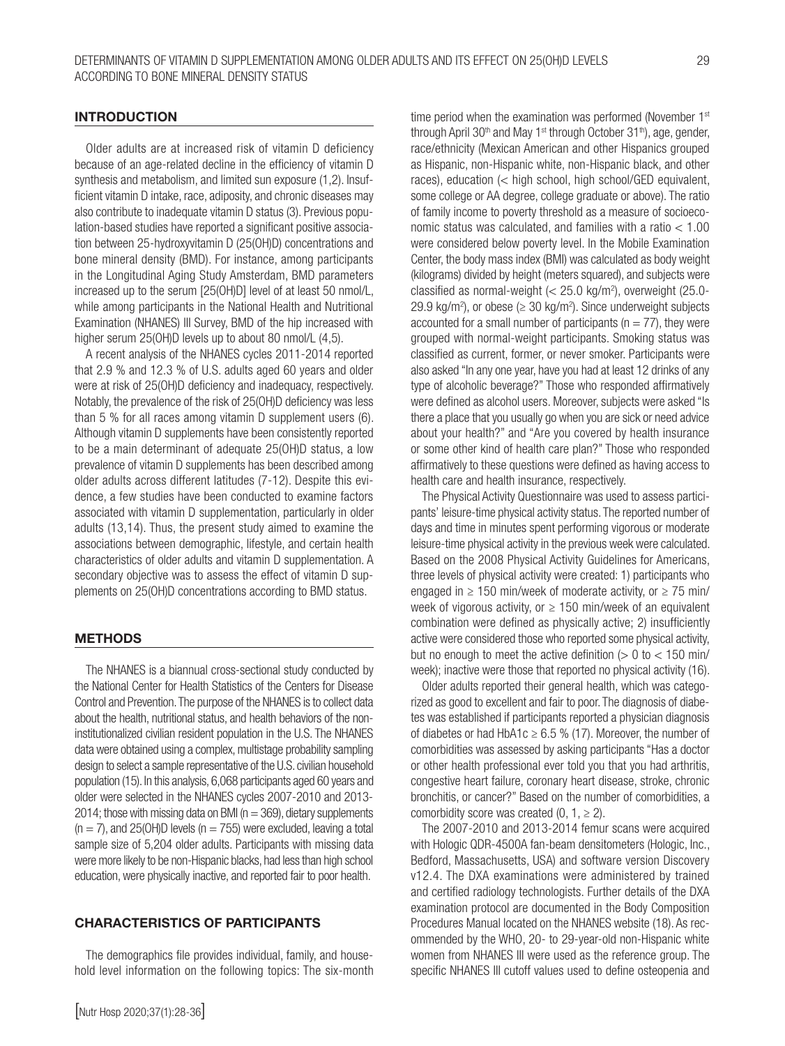## INTRODUCTION

Older adults are at increased risk of vitamin D deficiency because of an age-related decline in the efficiency of vitamin D synthesis and metabolism, and limited sun exposure (1,2). Insufficient vitamin D intake, race, adiposity, and chronic diseases may also contribute to inadequate vitamin D status (3). Previous population-based studies have reported a significant positive association between 25-hydroxyvitamin D (25(OH)D) concentrations and bone mineral density (BMD). For instance, among participants in the Longitudinal Aging Study Amsterdam, BMD parameters increased up to the serum [25(OH)D] level of at least 50 nmol/L, while among participants in the National Health and Nutritional Examination (NHANES) III Survey, BMD of the hip increased with higher serum 25(OH)D levels up to about 80 nmol/L (4,5).

A recent analysis of the NHANES cycles 2011-2014 reported that 2.9 % and 12.3 % of U.S. adults aged 60 years and older were at risk of 25(OH)D deficiency and inadequacy, respectively. Notably, the prevalence of the risk of 25(OH)D deficiency was less than 5 % for all races among vitamin D supplement users (6). Although vitamin D supplements have been consistently reported to be a main determinant of adequate 25(OH)D status, a low prevalence of vitamin D supplements has been described among older adults across different latitudes (7-12). Despite this evidence, a few studies have been conducted to examine factors associated with vitamin D supplementation, particularly in older adults (13,14). Thus, the present study aimed to examine the associations between demographic, lifestyle, and certain health characteristics of older adults and vitamin D supplementation. A secondary objective was to assess the effect of vitamin D supplements on 25(OH)D concentrations according to BMD status.

## METHODS

The NHANES is a biannual cross-sectional study conducted by the National Center for Health Statistics of the Centers for Disease Control and Prevention. The purpose of the NHANES is to collect data about the health, nutritional status, and health behaviors of the non-institutionalized civilian resident population in the U.S. The NHANES data were obtained using a complex, multistage probability sampling design to select a sample representative of the U.S. civilian household population (15). In this analysis, 6,068 participants aged 60 years and older were selected in the NHANES cycles 2007-2010 and 2013-2014; those with missing data on BMI (n = 369), dietary supplements (n = 7), and 25(OH)D levels (n = 755) were excluded, leaving a total sample size of 5,204 older adults. Participants with missing data were more likely to be non-Hispanic blacks, had less than high school education, were physically inactive, and reported fair to poor health.

## CHARACTERISTICS OF PARTICIPANTS

The demographics file provides individual, family, and household level information on the following topics: The six-month time period when the examination was performed (November 1st through April 30th and May 1st through October 31th), age, gender, race/ethnicity (Mexican American and other Hispanics grouped as Hispanic, non-Hispanic white, non-Hispanic black, and other races), education (< high school, high school/GED equivalent, some college or AA degree, college graduate or above). The ratio of family income to poverty threshold as a measure of socioeconomic status was calculated, and families with a ratio < 1.00 were considered below poverty level. In the Mobile Examination Center, the body mass index (BMI) was calculated as body weight (kilograms) divided by height (meters squared), and subjects were classified as normal-weight (< 25.0 kg/m$^2$), overweight (25.0-29.9 kg/m$^2$), or obese (≥ 30 kg/m$^2$). Since underweight subjects accounted for a small number of participants (n = 77), they were grouped with normal-weight participants. Smoking status was classified as current, former, or never smoker. Participants were also asked "In any one year, have you had at least 12 drinks of any type of alcoholic beverage?" Those who responded affirmatively were defined as alcohol users. Moreover, subjects were asked "Is there a place that you usually go when you are sick or need advice about your health?" and "Are you covered by health insurance or some other kind of health care plan?" Those who responded affirmatively to these questions were defined as having access to health care and health insurance, respectively.

The Physical Activity Questionnaire was used to assess participants' leisure-time physical activity status. The reported number of days and time in minutes spent performing vigorous or moderate leisure-time physical activity in the previous week were calculated. Based on the 2008 Physical Activity Guidelines for Americans, three levels of physical activity were created: 1) participants who engaged in ≥ 150 min/week of moderate activity, or ≥ 75 min/week of vigorous activity, or ≥ 150 min/week of an equivalent combination were defined as physically active; 2) insufficiently active were considered those who reported some physical activity, but no enough to meet the active definition (> 0 to < 150 min/week); inactive were those that reported no physical activity (16).

Older adults reported their general health, which was categorized as good to excellent and fair to poor. The diagnosis of diabetes was established if participants reported a physician diagnosis of diabetes or had HbA1c ≥ 6.5 % (17). Moreover, the number of comorbidities was assessed by asking participants "Has a doctor or other health professional ever told you that you had arthritis, congestive heart failure, coronary heart disease, stroke, chronic bronchitis, or cancer?" Based on the number of comorbidities, a comorbidity score was created (0, 1, ≥ 2).

The 2007-2010 and 2013-2014 femur scans were acquired with Hologic QDR-4500A fan-beam densitometers (Hologic, Inc., Bedford, Massachusetts, USA) and software version Discovery v12.4. The DXA examinations were administered by trained and certified radiology technologists. Further details of the DXA examination protocol are documented in the Body Composition Procedures Manual located on the NHANES website (18). As recommended by the WHO, 20- to 29-year-old non-Hispanic white women from NHANES III were used as the reference group. The specific NHANES III cutoff values used to define osteopenia and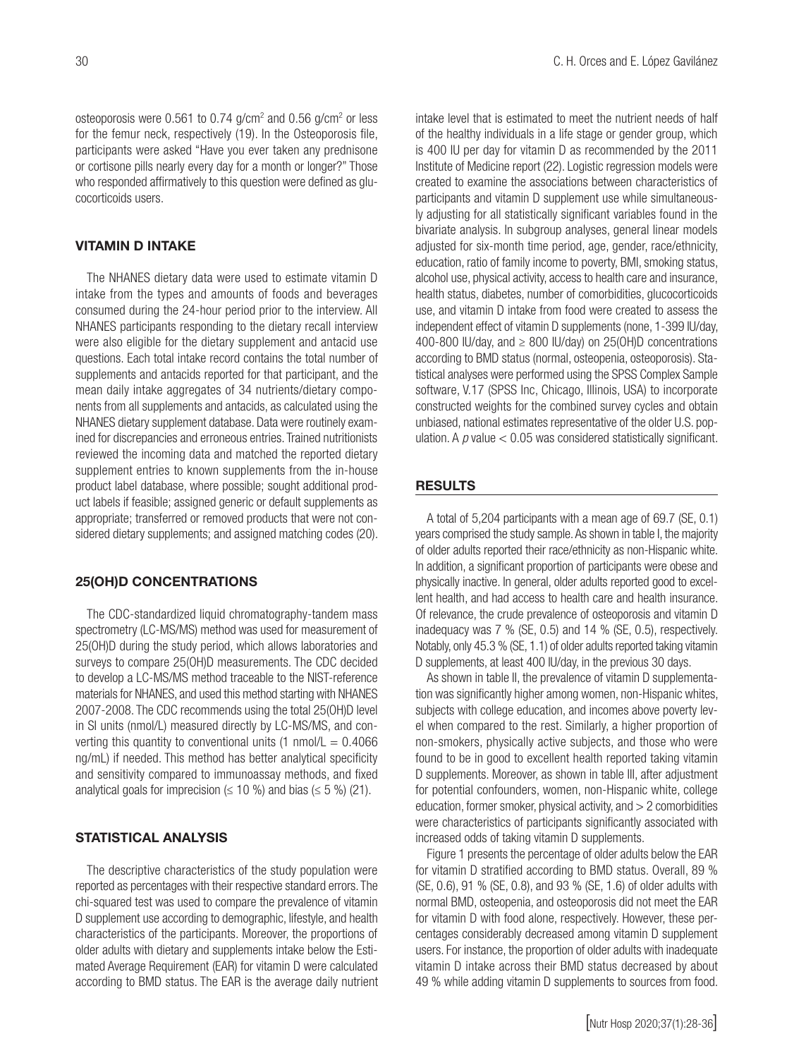osteoporosis were 0.561 to 0.74 g/cm$^2$ and 0.56 g/cm$^2$ or less for the femur neck, respectively (19). In the Osteoporosis file, participants were asked "Have you ever taken any prednisone or cortisone pills nearly every day for a month or longer?" Those who responded affirmatively to this question were defined as glucocorticoids users.

## VITAMIN D INTAKE

The NHANES dietary data were used to estimate vitamin D intake from the types and amounts of foods and beverages consumed during the 24-hour period prior to the interview. All NHANES participants responding to the dietary recall interview were also eligible for the dietary supplement and antacid use questions. Each total intake record contains the total number of supplements and antacids reported for that participant, and the mean daily intake aggregates of 34 nutrients/dietary components from all supplements and antacids, as calculated using the NHANES dietary supplement database. Data were routinely examined for discrepancies and erroneous entries. Trained nutritionists reviewed the incoming data and matched the reported dietary supplement entries to known supplements from the in-house product label database, where possible; sought additional product labels if feasible; assigned generic or default supplements as appropriate; transferred or removed products that were not considered dietary supplements; and assigned matching codes (20).

## 25(OH)D CONCENTRATIONS

The CDC-standardized liquid chromatography-tandem mass spectrometry (LC-MS/MS) method was used for measurement of 25(OH)D during the study period, which allows laboratories and surveys to compare 25(OH)D measurements. The CDC decided to develop a LC-MS/MS method traceable to the NIST-reference materials for NHANES, and used this method starting with NHANES 2007-2008. The CDC recommends using the total 25(OH)D level in SI units (nmol/L) measured directly by LC-MS/MS, and converting this quantity to conventional units (1 nmol/L = 0.4066 ng/mL) if needed. This method has better analytical specificity and sensitivity compared to immunoassay methods, and fixed analytical goals for imprecision (≤ 10 %) and bias (≤ 5 %) (21).

## STATISTICAL ANALYSIS

The descriptive characteristics of the study population were reported as percentages with their respective standard errors. The chi-squared test was used to compare the prevalence of vitamin D supplement use according to demographic, lifestyle, and health characteristics of the participants. Moreover, the proportions of older adults with dietary and supplements intake below the Estimated Average Requirement (EAR) for vitamin D were calculated according to BMD status. The EAR is the average daily nutrient intake level that is estimated to meet the nutrient needs of half of the healthy individuals in a life stage or gender group, which is 400 IU per day for vitamin D as recommended by the 2011 Institute of Medicine report (22). Logistic regression models were created to examine the associations between characteristics of participants and vitamin D supplement use while simultaneously adjusting for all statistically significant variables found in the bivariate analysis. In subgroup analyses, general linear models adjusted for six-month time period, age, gender, race/ethnicity, education, ratio of family income to poverty, BMI, smoking status, alcohol use, physical activity, access to health care and insurance, health status, diabetes, number of comorbidities, glucocorticoids use, and vitamin D intake from food were created to assess the independent effect of vitamin D supplements (none, 1-399 IU/day, 400-800 IU/day, and ≥ 800 IU/day) on 25(OH)D concentrations according to BMD status (normal, osteopenia, osteoporosis). Statistical analyses were performed using the SPSS Complex Sample software, V.17 (SPSS Inc, Chicago, Illinois, USA) to incorporate constructed weights for the combined survey cycles and obtain unbiased, national estimates representative of the older U.S. population. A $p$ value $< 0.05$ was considered statistically significant.

## RESULTS

A total of 5,204 participants with a mean age of 69.7 (SE, 0.1) years comprised the study sample. As shown in table I, the majority of older adults reported their race/ethnicity as non-Hispanic white. In addition, a significant proportion of participants were obese and physically inactive. In general, older adults reported good to excellent health, and had access to health care and health insurance. Of relevance, the crude prevalence of osteoporosis and vitamin D inadequacy was 7 % (SE, 0.5) and 14 % (SE, 0.5), respectively. Notably, only 45.3 % (SE, 1.1) of older adults reported taking vitamin D supplements, at least 400 IU/day, in the previous 30 days.

As shown in table II, the prevalence of vitamin D supplementation was significantly higher among women, non-Hispanic whites, subjects with college education, and incomes above poverty level when compared to the rest. Similarly, a higher proportion of non-smokers, physically active subjects, and those who were found to be in good to excellent health reported taking vitamin D supplements. Moreover, as shown in table III, after adjustment for potential confounders, women, non-Hispanic white, college education, former smoker, physical activity, and > 2 comorbidities were characteristics of participants significantly associated with increased odds of taking vitamin D supplements.

Figure 1 presents the percentage of older adults below the EAR for vitamin D stratified according to BMD status. Overall, 89 % (SE, 0.6), 91 % (SE, 0.8), and 93 % (SE, 1.6) of older adults with normal BMD, osteopenia, and osteoporosis did not meet the EAR for vitamin D with food alone, respectively. However, these percentages considerably decreased among vitamin D supplement users. For instance, the proportion of older adults with inadequate vitamin D intake across their BMD status decreased by about 49 % while adding vitamin D supplements to sources from food.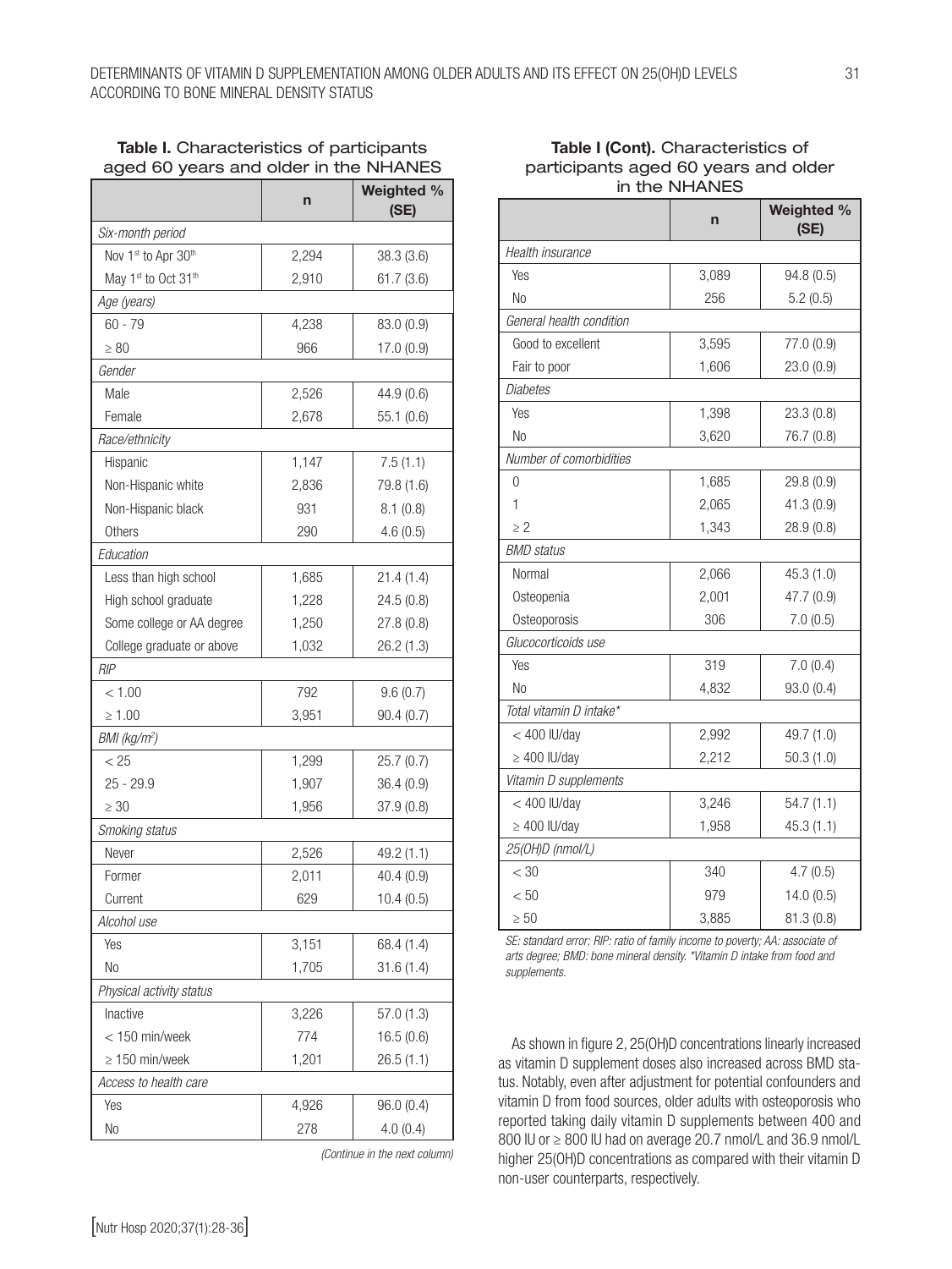**Table I.** Characteristics of participants aged 60 years and older in the NHANES

| | n | Weighted % (SE) |
|---|---|---|
| *Six-month period* | | |
| Nov 1st to Apr 30th | 2,294 | 38.3 (3.6) |
| May 1st to Oct 31th | 2,910 | 61.7 (3.6) |
| *Age (years)* | | |
| 60 - 79 | 4,238 | 83.0 (0.9) |
| ≥ 80 | 966 | 17.0 (0.9) |
| *Gender* | | |
| Male | 2,526 | 44.9 (0.6) |
| Female | 2,678 | 55.1 (0.6) |
| *Race/ethnicity* | | |
| Hispanic | 1,147 | 7.5 (1.1) |
| Non-Hispanic white | 2,836 | 79.8 (1.6) |
| Non-Hispanic black | 931 | 8.1 (0.8) |
| Others | 290 | 4.6 (0.5) |
| *Education* | | |
| Less than high school | 1,685 | 21.4 (1.4) |
| High school graduate | 1,228 | 24.5 (0.8) |
| Some college or AA degree | 1,250 | 27.8 (0.8) |
| College graduate or above | 1,032 | 26.2 (1.3) |
| *RIP* | | |
| < 1.00 | 792 | 9.6 (0.7) |
| ≥ 1.00 | 3,951 | 90.4 (0.7) |
| *BMI (kg/m²)* | | |
| < 25 | 1,299 | 25.7 (0.7) |
| 25 - 29.9 | 1,907 | 36.4 (0.9) |
| ≥ 30 | 1,956 | 37.9 (0.8) |
| *Smoking status* | | |
| Never | 2,526 | 49.2 (1.1) |
| Former | 2,011 | 40.4 (0.9) |
| Current | 629 | 10.4 (0.5) |
| *Alcohol use* | | |
| Yes | 3,151 | 68.4 (1.4) |
| No | 1,705 | 31.6 (1.4) |
| *Physical activity status* | | |
| Inactive | 3,226 | 57.0 (1.3) |
| < 150 min/week | 774 | 16.5 (0.6) |
| ≥ 150 min/week | 1,201 | 26.5 (1.1) |
| *Access to health care* | | |
| Yes | 4,926 | 96.0 (0.4) |
| No | 278 | 4.0 (0.4) |
| *Health insurance* | | |
| Yes | 3,089 | 94.8 (0.5) |
| No | 256 | 5.2 (0.5) |
| *General health condition* | | |
| Good to excellent | 3,595 | 77.0 (0.9) |
| Fair to poor | 1,606 | 23.0 (0.9) |
| *Diabetes* | | |
| Yes | 1,398 | 23.3 (0.8) |
| No | 3,620 | 76.7 (0.8) |
| *Number of comorbidities* | | |
| 0 | 1,685 | 29.8 (0.9) |
| 1 | 2,065 | 41.3 (0.9) |
| ≥ 2 | 1,343 | 28.9 (0.8) |
| *BMD status* | | |
| Normal | 2,066 | 45.3 (1.0) |
| Osteopenia | 2,001 | 47.7 (0.9) |
| Osteoporosis | 306 | 7.0 (0.5) |
| *Glucocorticoids use* | | |
| Yes | 319 | 7.0 (0.4) |
| No | 4,832 | 93.0 (0.4) |
| *Total vitamin D intake\** | | |
| < 400 IU/day | 2,992 | 49.7 (1.0) |
| ≥ 400 IU/day | 2,212 | 50.3 (1.0) |
| *Vitamin D supplements* | | |
| < 400 IU/day | 3,246 | 54.7 (1.1) |
| ≥ 400 IU/day | 1,958 | 45.3 (1.1) |
| *25(OH)D (nmol/L)* | | |
| < 30 | 340 | 4.7 (0.5) |
| < 50 | 979 | 14.0 (0.5) |
| ≥ 50 | 3,885 | 81.3 (0.8) |

*SE: standard error; RIP: ratio of family income to poverty; AA: associate of arts degree; BMD: bone mineral density. \*Vitamin D intake from food and supplements.*

As shown in figure 2, 25(OH)D concentrations linearly increased as vitamin D supplement doses also increased across BMD status. Notably, even after adjustment for potential confounders and vitamin D from food sources, older adults with osteoporosis who reported taking daily vitamin D supplements between 400 and 800 IU or ≥ 800 IU had on average 20.7 nmol/L and 36.9 nmol/L higher 25(OH)D concentrations as compared with their vitamin D non-user counterparts, respectively.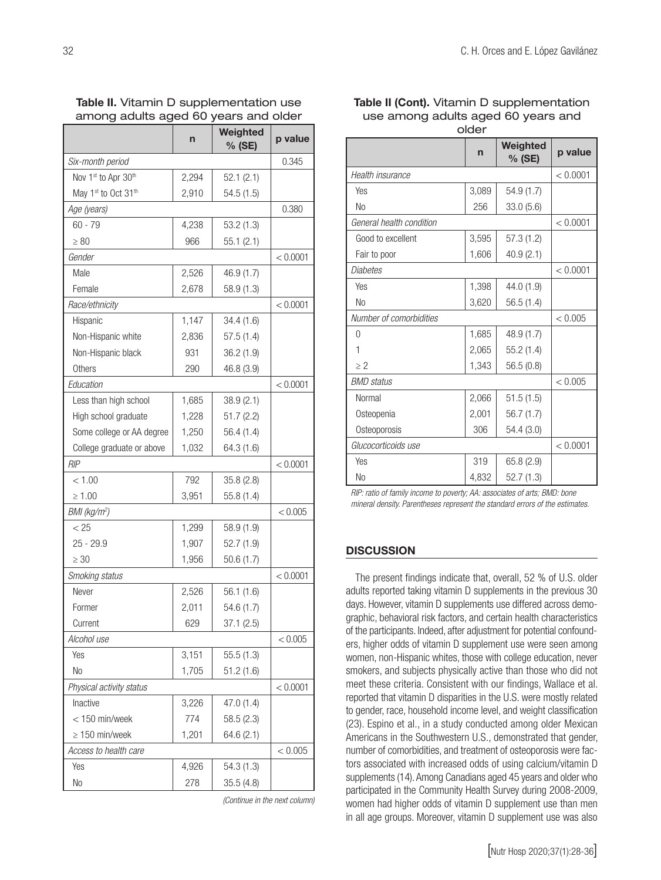**Table II.** Vitamin D supplementation use among adults aged 60 years and older

| | n | Weighted % (SE) | p value |
|---|---|---|---|
| *Six-month period* | | | 0.345 |
| Nov 1st to Apr 30th | 2,294 | 52.1 (2.1) | |
| May 1st to Oct 31th | 2,910 | 54.5 (1.5) | |
| *Age (years)* | | | 0.380 |
| 60 - 79 | 4,238 | 53.2 (1.3) | |
| ≥ 80 | 966 | 55.1 (2.1) | |
| *Gender* | | | < 0.0001 |
| Male | 2,526 | 46.9 (1.7) | |
| Female | 2,678 | 58.9 (1.3) | |
| *Race/ethnicity* | | | < 0.0001 |
| Hispanic | 1,147 | 34.4 (1.6) | |
| Non-Hispanic white | 2,836 | 57.5 (1.4) | |
| Non-Hispanic black | 931 | 36.2 (1.9) | |
| Others | 290 | 46.8 (3.9) | |
| *Education* | | | < 0.0001 |
| Less than high school | 1,685 | 38.9 (2.1) | |
| High school graduate | 1,228 | 51.7 (2.2) | |
| Some college or AA degree | 1,250 | 56.4 (1.4) | |
| College graduate or above | 1,032 | 64.3 (1.6) | |
| *RIP* | | | < 0.0001 |
| < 1.00 | 792 | 35.8 (2.8) | |
| ≥ 1.00 | 3,951 | 55.8 (1.4) | |
| *BMI (kg/m²)* | | | < 0.005 |
| < 25 | 1,299 | 58.9 (1.9) | |
| 25 - 29.9 | 1,907 | 52.7 (1.9) | |
| ≥ 30 | 1,956 | 50.6 (1.7) | |
| *Smoking status* | | | < 0.0001 |
| Never | 2,526 | 56.1 (1.6) | |
| Former | 2,011 | 54.6 (1.7) | |
| Current | 629 | 37.1 (2.5) | |
| *Alcohol use* | | | < 0.005 |
| Yes | 3,151 | 55.5 (1.3) | |
| No | 1,705 | 51.2 (1.6) | |
| *Physical activity status* | | | < 0.0001 |
| Inactive | 3,226 | 47.0 (1.4) | |
| < 150 min/week | 774 | 58.5 (2.3) | |
| ≥ 150 min/week | 1,201 | 64.6 (2.1) | |
| *Access to health care* | | | < 0.005 |
| Yes | 4,926 | 54.3 (1.3) | |
| No | 278 | 35.5 (4.8) | |
| *Health insurance* | | | < 0.0001 |
| Yes | 3,089 | 54.9 (1.7) | |
| No | 256 | 33.0 (5.6) | |
| *General health condition* | | | < 0.0001 |
| Good to excellent | 3,595 | 57.3 (1.2) | |
| Fair to poor | 1,606 | 40.9 (2.1) | |
| *Diabetes* | | | < 0.0001 |
| Yes | 1,398 | 44.0 (1.9) | |
| No | 3,620 | 56.5 (1.4) | |
| *Number of comorbidities* | | | < 0.005 |
| 0 | 1,685 | 48.9 (1.7) | |
| 1 | 2,065 | 55.2 (1.4) | |
| ≥ 2 | 1,343 | 56.5 (0.8) | |
| *BMD status* | | | < 0.005 |
| Normal | 2,066 | 51.5 (1.5) | |
| Osteopenia | 2,001 | 56.7 (1.7) | |
| Osteoporosis | 306 | 54.4 (3.0) | |
| *Glucocorticoids use* | | | < 0.0001 |
| Yes | 319 | 65.8 (2.9) | |
| No | 4,832 | 52.7 (1.3) | |

*RIP: ratio of family income to poverty; AA: associates of arts; BMD: bone mineral density. Parentheses represent the standard errors of the estimates.*

## DISCUSSION

The present findings indicate that, overall, 52 % of U.S. older adults reported taking vitamin D supplements in the previous 30 days. However, vitamin D supplements use differed across demographic, behavioral risk factors, and certain health characteristics of the participants. Indeed, after adjustment for potential confounders, higher odds of vitamin D supplement use were seen among women, non-Hispanic whites, those with college education, never smokers, and subjects physically active than those who did not meet these criteria. Consistent with our findings, Wallace et al. reported that vitamin D disparities in the U.S. were mostly related to gender, race, household income level, and weight classification (23). Espino et al., in a study conducted among older Mexican Americans in the Southwestern U.S., demonstrated that gender, number of comorbidities, and treatment of osteoporosis were factors associated with increased odds of using calcium/vitamin D supplements (14). Among Canadians aged 45 years and older who participated in the Community Health Survey during 2008-2009, women had higher odds of vitamin D supplement use than men in all age groups. Moreover, vitamin D supplement use was also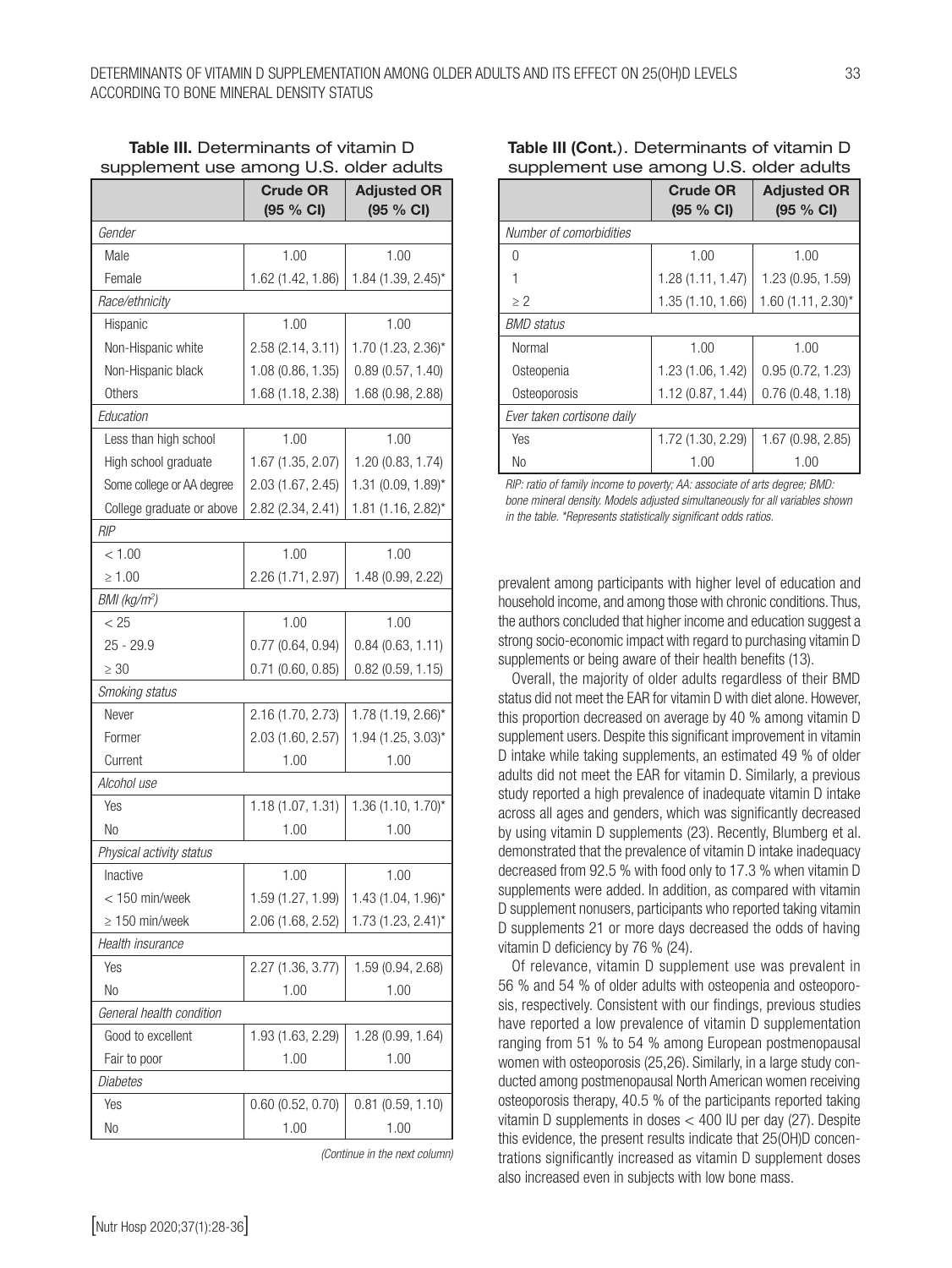**Table III.** Determinants of vitamin D supplement use among U.S. older adults

| | Crude OR (95 % CI) | Adjusted OR (95 % CI) |
|---|---|---|
| *Gender* | | |
| Male | 1.00 | 1.00 |
| Female | 1.62 (1.42, 1.86) | 1.84 (1.39, 2.45)* |
| *Race/ethnicity* | | |
| Hispanic | 1.00 | 1.00 |
| Non-Hispanic white | 2.58 (2.14, 3.11) | 1.70 (1.23, 2.36)* |
| Non-Hispanic black | 1.08 (0.86, 1.35) | 0.89 (0.57, 1.40) |
| Others | 1.68 (1.18, 2.38) | 1.68 (0.98, 2.88) |
| *Education* | | |
| Less than high school | 1.00 | 1.00 |
| High school graduate | 1.67 (1.35, 2.07) | 1.20 (0.83, 1.74) |
| Some college or AA degree | 2.03 (1.67, 2.45) | 1.31 (0.09, 1.89)* |
| College graduate or above | 2.82 (2.34, 2.41) | 1.81 (1.16, 2.82)* |
| *RIP* | | |
| < 1.00 | 1.00 | 1.00 |
| ≥ 1.00 | 2.26 (1.71, 2.97) | 1.48 (0.99, 2.22) |
| *BMI (kg/m²)* | | |
| < 25 | 1.00 | 1.00 |
| 25 - 29.9 | 0.77 (0.64, 0.94) | 0.84 (0.63, 1.11) |
| ≥ 30 | 0.71 (0.60, 0.85) | 0.82 (0.59, 1.15) |
| *Smoking status* | | |
| Never | 2.16 (1.70, 2.73) | 1.78 (1.19, 2.66)* |
| Former | 2.03 (1.60, 2.57) | 1.94 (1.25, 3.03)* |
| Current | 1.00 | 1.00 |
| *Alcohol use* | | |
| Yes | 1.18 (1.07, 1.31) | 1.36 (1.10, 1.70)* |
| No | 1.00 | 1.00 |
| *Physical activity status* | | |
| Inactive | 1.00 | 1.00 |
| < 150 min/week | 1.59 (1.27, 1.99) | 1.43 (1.04, 1.96)* |
| ≥ 150 min/week | 2.06 (1.68, 2.52) | 1.73 (1.23, 2.41)* |
| *Health insurance* | | |
| Yes | 2.27 (1.36, 3.77) | 1.59 (0.94, 2.68) |
| No | 1.00 | 1.00 |
| *General health condition* | | |
| Good to excellent | 1.93 (1.63, 2.29) | 1.28 (0.99, 1.64) |
| Fair to poor | 1.00 | 1.00 |
| *Diabetes* | | |
| Yes | 0.60 (0.52, 0.70) | 0.81 (0.59, 1.10) |
| No | 1.00 | 1.00 |
| *Number of comorbidities* | | |
| 0 | 1.00 | 1.00 |
| 1 | 1.28 (1.11, 1.47) | 1.23 (0.95, 1.59) |
| ≥ 2 | 1.35 (1.10, 1.66) | 1.60 (1.11, 2.30)* |
| *BMD status* | | |
| Normal | 1.00 | 1.00 |
| Osteopenia | 1.23 (1.06, 1.42) | 0.95 (0.72, 1.23) |
| Osteoporosis | 1.12 (0.87, 1.44) | 0.76 (0.48, 1.18) |
| *Ever taken cortisone daily* | | |
| Yes | 1.72 (1.30, 2.29) | 1.67 (0.98, 2.85) |
| No | 1.00 | 1.00 |

*RIP: ratio of family income to poverty; AA: associate of arts degree; BMD: bone mineral density. Models adjusted simultaneously for all variables shown in the table. \*Represents statistically significant odds ratios.*

prevalent among participants with higher level of education and household income, and among those with chronic conditions. Thus, the authors concluded that higher income and education suggest a strong socio-economic impact with regard to purchasing vitamin D supplements or being aware of their health benefits (13).

Overall, the majority of older adults regardless of their BMD status did not meet the EAR for vitamin D with diet alone. However, this proportion decreased on average by 40 % among vitamin D supplement users. Despite this significant improvement in vitamin D intake while taking supplements, an estimated 49 % of older adults did not meet the EAR for vitamin D. Similarly, a previous study reported a high prevalence of inadequate vitamin D intake across all ages and genders, which was significantly decreased by using vitamin D supplements (23). Recently, Blumberg et al. demonstrated that the prevalence of vitamin D intake inadequacy decreased from 92.5 % with food only to 17.3 % when vitamin D supplements were added. In addition, as compared with vitamin D supplement nonusers, participants who reported taking vitamin D supplements 21 or more days decreased the odds of having vitamin D deficiency by 76 % (24).

Of relevance, vitamin D supplement use was prevalent in 56 % and 54 % of older adults with osteopenia and osteoporosis, respectively. Consistent with our findings, previous studies have reported a low prevalence of vitamin D supplementation ranging from 51 % to 54 % among European postmenopausal women with osteoporosis (25,26). Similarly, in a large study conducted among postmenopausal North American women receiving osteoporosis therapy, 40.5 % of the participants reported taking vitamin D supplements in doses < 400 IU per day (27). Despite this evidence, the present results indicate that 25(OH)D concentrations significantly increased as vitamin D supplement doses also increased even in subjects with low bone mass.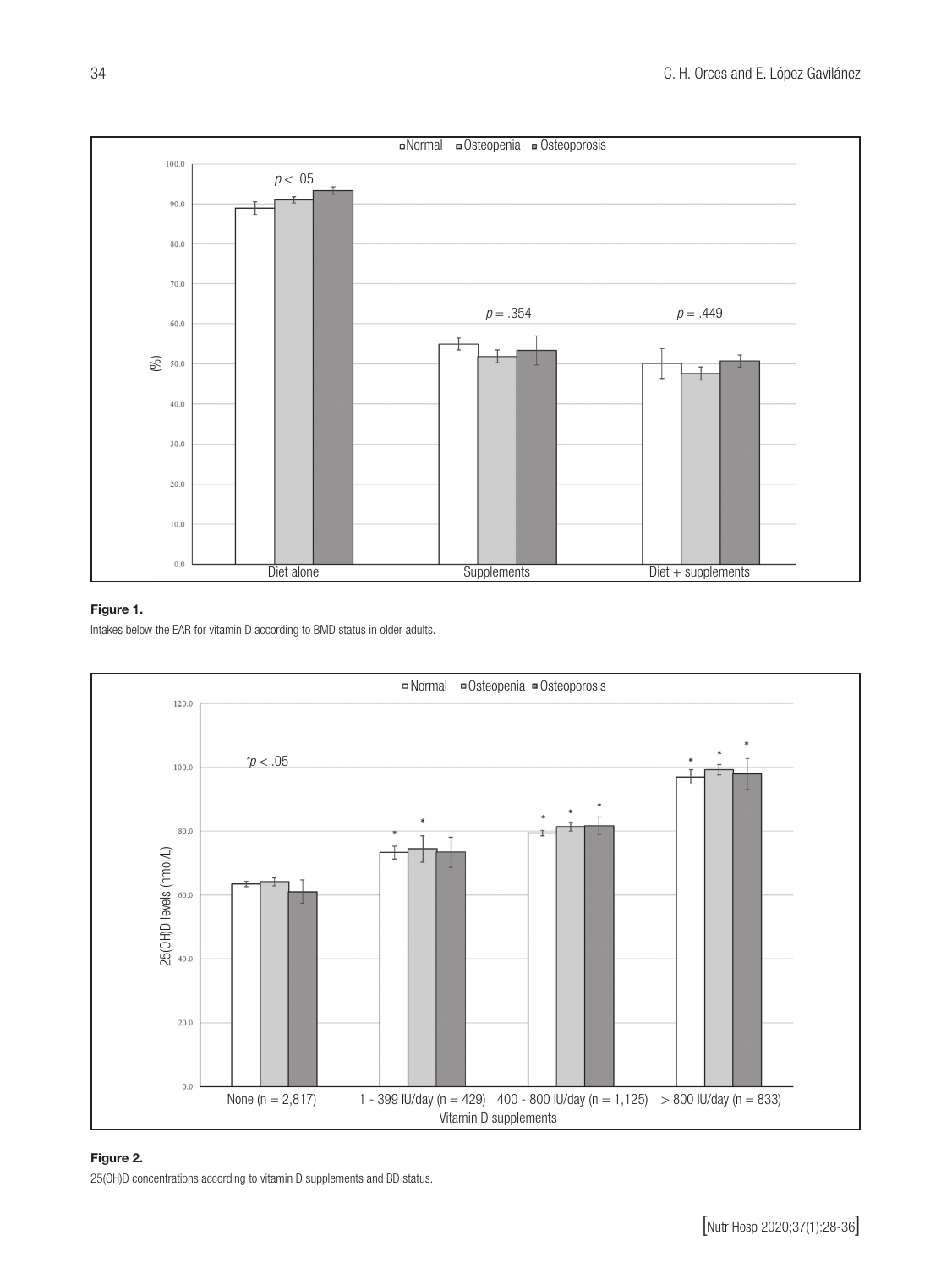**Figure 1.**

Intakes below the EAR for vitamin D according to BMD status in older adults.

**Figure 2.**

25(OH)D concentrations according to vitamin D supplements and BD status.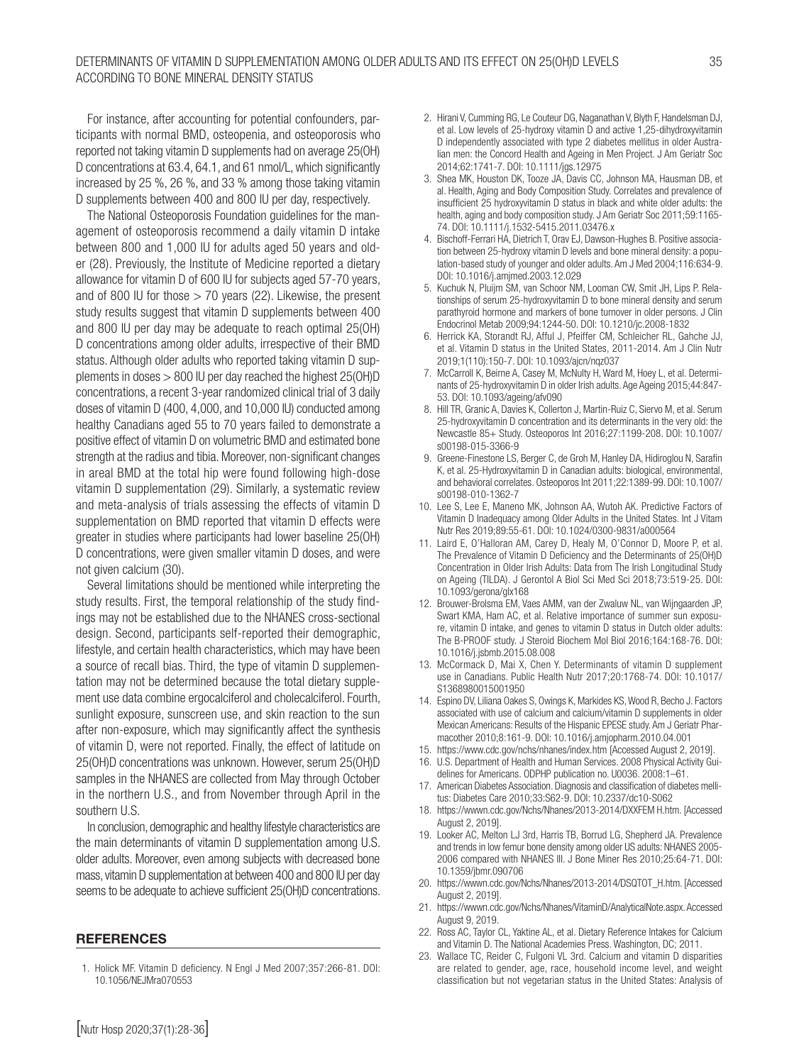For instance, after accounting for potential confounders, participants with normal BMD, osteopenia, and osteoporosis who reported not taking vitamin D supplements had on average 25(OH)D concentrations at 63.4, 64.1, and 61 nmol/L, which significantly increased by 25 %, 26 %, and 33 % among those taking vitamin D supplements between 400 and 800 IU per day, respectively.

The National Osteoporosis Foundation guidelines for the management of osteoporosis recommend a daily vitamin D intake between 800 and 1,000 IU for adults aged 50 years and older (28). Previously, the Institute of Medicine reported a dietary allowance for vitamin D of 600 IU for subjects aged 57-70 years, and of 800 IU for those > 70 years (22). Likewise, the present study results suggest that vitamin D supplements between 400 and 800 IU per day may be adequate to reach optimal 25(OH)D concentrations among older adults, irrespective of their BMD status. Although older adults who reported taking vitamin D supplements in doses > 800 IU per day reached the highest 25(OH)D concentrations, a recent 3-year randomized clinical trial of 3 daily doses of vitamin D (400, 4,000, and 10,000 IU) conducted among healthy Canadians aged 55 to 70 years failed to demonstrate a positive effect of vitamin D on volumetric BMD and estimated bone strength at the radius and tibia. Moreover, non-significant changes in areal BMD at the total hip were found following high-dose vitamin D supplementation (29). Similarly, a systematic review and meta-analysis of trials assessing the effects of vitamin D supplementation on BMD reported that vitamin D effects were greater in studies where participants had lower baseline 25(OH)D concentrations, were given smaller vitamin D doses, and were not given calcium (30).

Several limitations should be mentioned while interpreting the study results. First, the temporal relationship of the study findings may not be established due to the NHANES cross-sectional design. Second, participants self-reported their demographic, lifestyle, and certain health characteristics, which may have been a source of recall bias. Third, the type of vitamin D supplementation may not be determined because the total dietary supplement use data combine ergocalciferol and cholecalciferol. Fourth, sunlight exposure, sunscreen use, and skin reaction to the sun after non-exposure, which may significantly affect the synthesis of vitamin D, were not reported. Finally, the effect of latitude on 25(OH)D concentrations was unknown. However, serum 25(OH)D samples in the NHANES are collected from May through October in the northern U.S., and from November through April in the southern U.S.

In conclusion, demographic and healthy lifestyle characteristics are the main determinants of vitamin D supplementation among U.S. older adults. Moreover, even among subjects with decreased bone mass, vitamin D supplementation at between 400 and 800 IU per day seems to be adequate to achieve sufficient 25(OH)D concentrations.

## REFERENCES

1. Holick MF. Vitamin D deficiency. N Engl J Med 2007;357:266-81. DOI: 10.1056/NEJMra070553
2. Hirani V, Cumming RG, Le Couteur DG, Naganathan V, Blyth F, Handelsman DJ, et al. Low levels of 25-hydroxy vitamin D and active 1,25-dihydroxyvitamin D independently associated with type 2 diabetes mellitus in older Australian men: the Concord Health and Ageing in Men Project. J Am Geriatr Soc 2014;62:1741-7. DOI: 10.1111/jgs.12975
3. Shea MK, Houston DK, Tooze JA, Davis CC, Johnson MA, Hausman DB, et al. Health, Aging and Body Composition Study. Correlates and prevalence of insufficient 25 hydroxyvitamin D status in black and white older adults: the health, aging and body composition study. J Am Geriatr Soc 2011;59:1165-74. DOI: 10.1111/j.1532-5415.2011.03476.x
4. Bischoff-Ferrari HA, Dietrich T, Orav EJ, Dawson-Hughes B. Positive association between 25-hydroxy vitamin D levels and bone mineral density: a population-based study of younger and older adults. Am J Med 2004;116:634-9. DOI: 10.1016/j.amjmed.2003.12.029
5. Kuchuk N, Pluijm SM, van Schoor NM, Looman CW, Smit JH, Lips P. Relationships of serum 25-hydroxyvitamin D to bone mineral density and serum parathyroid hormone and markers of bone turnover in older persons. J Clin Endocrinol Metab 2009;94:1244-50. DOI: 10.1210/jc.2008-1832
6. Herrick KA, Storandt RJ, Afful J, Pfeiffer CM, Schleicher RL, Gahche JJ, et al. Vitamin D status in the United States, 2011-2014. Am J Clin Nutr 2019;1(110):150-7. DOI: 10.1093/ajcn/nqz037
7. McCarroll K, Beirne A, Casey M, McNulty H, Ward M, Hoey L, et al. Determinants of 25-hydroxyvitamin D in older Irish adults. Age Ageing 2015;44:847-53. DOI: 10.1093/ageing/afv090
8. Hill TR, Granic A, Davies K, Collerton J, Martin-Ruiz C, Siervo M, et al. Serum 25-hydroxyvitamin D concentration and its determinants in the very old: the Newcastle 85+ Study. Osteoporos Int 2016;27:1199-208. DOI: 10.1007/s00198-015-3366-9
9. Greene-Finestone LS, Berger C, de Groh M, Hanley DA, Hidiroglou N, Sarafin K, et al. 25-Hydroxyvitamin D in Canadian adults: biological, environmental, and behavioral correlates. Osteoporos Int 2011;22:1389-99. DOI: 10.1007/s00198-010-1362-7
10. Lee S, Lee E, Maneno MK, Johnson AA, Wutoh AK. Predictive Factors of Vitamin D Inadequacy among Older Adults in the United States. Int J Vitam Nutr Res 2019;89:55-61. DOI: 10.1024/0300-9831/a000564
11. Laird E, O'Halloran AM, Carey D, Healy M, O'Connor D, Moore P, et al. The Prevalence of Vitamin D Deficiency and the Determinants of 25(OH)D Concentration in Older Irish Adults: Data from The Irish Longitudinal Study on Ageing (TILDA). J Gerontol A Biol Sci Med Sci 2018;73:519-25. DOI: 10.1093/gerona/glx168
12. Brouwer-Brolsma EM, Vaes AMM, van der Zwaluw NL, van Wijngaarden JP, Swart KMA, Ham AC, et al. Relative importance of summer sun exposure, vitamin D intake, and genes to vitamin D status in Dutch older adults: The B-PROOF study. J Steroid Biochem Mol Biol 2016;164:168-76. DOI: 10.1016/j.jsbmb.2015.08.008
13. McCormack D, Mai X, Chen Y. Determinants of vitamin D supplement use in Canadians. Public Health Nutr 2017;20:1768-74. DOI: 10.1017/S1368980015001950
14. Espino DV, Liliana Oakes S, Owings K, Markides KS, Wood R, Becho J. Factors associated with use of calcium and calcium/vitamin D supplements in older Mexican Americans: Results of the Hispanic EPESE study. Am J Geriatr Pharmacother 2010;8:161-9. DOI: 10.1016/j.amjopharm.2010.04.001
15. https://www.cdc.gov/nchs/nhanes/index.htm [Accessed August 2, 2019].
16. U.S. Department of Health and Human Services. 2008 Physical Activity Guidelines for Americans. ODPHP publication no. U0036. 2008:1–61.
17. American Diabetes Association. Diagnosis and classification of diabetes mellitus: Diabetes Care 2010;33:S62-9. DOI: 10.2337/dc10-S062
18. https://wwwn.cdc.gov/Nchs/Nhanes/2013-2014/DXXFEM H.htm. [Accessed August 2, 2019].
19. Looker AC, Melton LJ 3rd, Harris TB, Borrud LG, Shepherd JA. Prevalence and trends in low femur bone density among older US adults: NHANES 2005-2006 compared with NHANES III. J Bone Miner Res 2010;25:64-71. DOI: 10.1359/jbmr.090706
20. https://wwwn.cdc.gov/Nchs/Nhanes/2013-2014/DSQTOT_H.htm. [Accessed August 2, 2019].
21. https://wwwn.cdc.gov/Nchs/Nhanes/VitaminD/AnalyticalNote.aspx. Accessed August 9, 2019.
22. Ross AC, Taylor CL, Yaktine AL, et al. Dietary Reference Intakes for Calcium and Vitamin D. The National Academies Press. Washington, DC; 2011.
23. Wallace TC, Reider C, Fulgoni VL 3rd. Calcium and vitamin D disparities are related to gender, age, race, household income level, and weight classification but not vegetarian status in the United States: Analysis of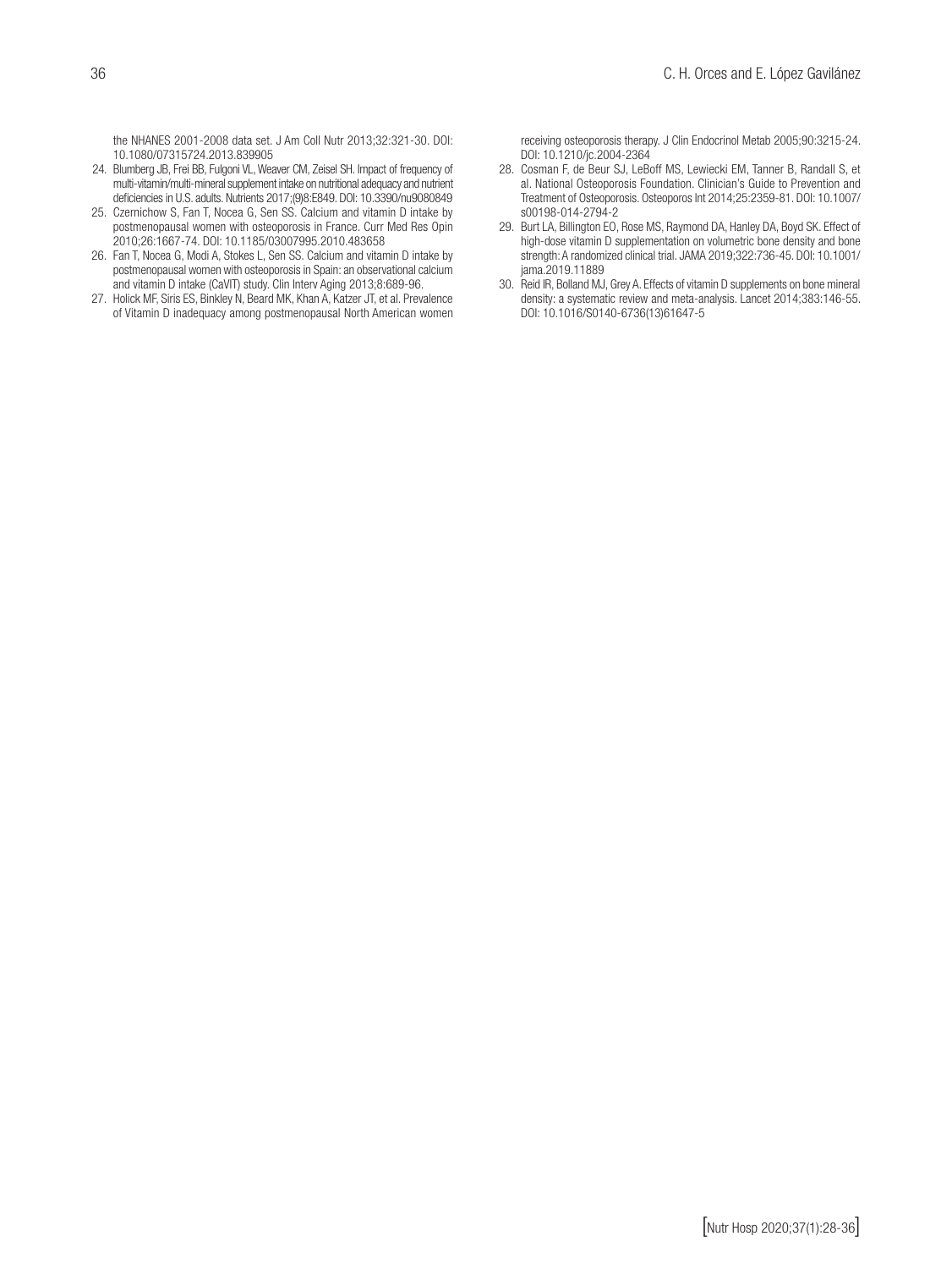the NHANES 2001-2008 data set. J Am Coll Nutr 2013;32:321-30. DOI: 10.1080/07315724.2013.839905

24. Blumberg JB, Frei BB, Fulgoni VL, Weaver CM, Zeisel SH. Impact of frequency of multi-vitamin/multi-mineral supplement intake on nutritional adequacy and nutrient deficiencies in U.S. adults. Nutrients 2017;(9)8:E849. DOI: 10.3390/nu9080849
25. Czernichow S, Fan T, Nocea G, Sen SS. Calcium and vitamin D intake by postmenopausal women with osteoporosis in France. Curr Med Res Opin 2010;26:1667-74. DOI: 10.1185/03007995.2010.483658
26. Fan T, Nocea G, Modi A, Stokes L, Sen SS. Calcium and vitamin D intake by postmenopausal women with osteoporosis in Spain: an observational calcium and vitamin D intake (CaVIT) study. Clin Interv Aging 2013;8:689-96.
27. Holick MF, Siris ES, Binkley N, Beard MK, Khan A, Katzer JT, et al. Prevalence of Vitamin D inadequacy among postmenopausal North American women receiving osteoporosis therapy. J Clin Endocrinol Metab 2005;90:3215-24. DOI: 10.1210/jc.2004-2364
28. Cosman F, de Beur SJ, LeBoff MS, Lewiecki EM, Tanner B, Randall S, et al. National Osteoporosis Foundation. Clinician's Guide to Prevention and Treatment of Osteoporosis. Osteoporos Int 2014;25:2359-81. DOI: 10.1007/s00198-014-2794-2
29. Burt LA, Billington EO, Rose MS, Raymond DA, Hanley DA, Boyd SK. Effect of high-dose vitamin D supplementation on volumetric bone density and bone strength: A randomized clinical trial. JAMA 2019;322:736-45. DOI: 10.1001/jama.2019.11889
30. Reid IR, Bolland MJ, Grey A. Effects of vitamin D supplements on bone mineral density: a systematic review and meta-analysis. Lancet 2014;383:146-55. DOI: 10.1016/S0140-6736(13)61647-5